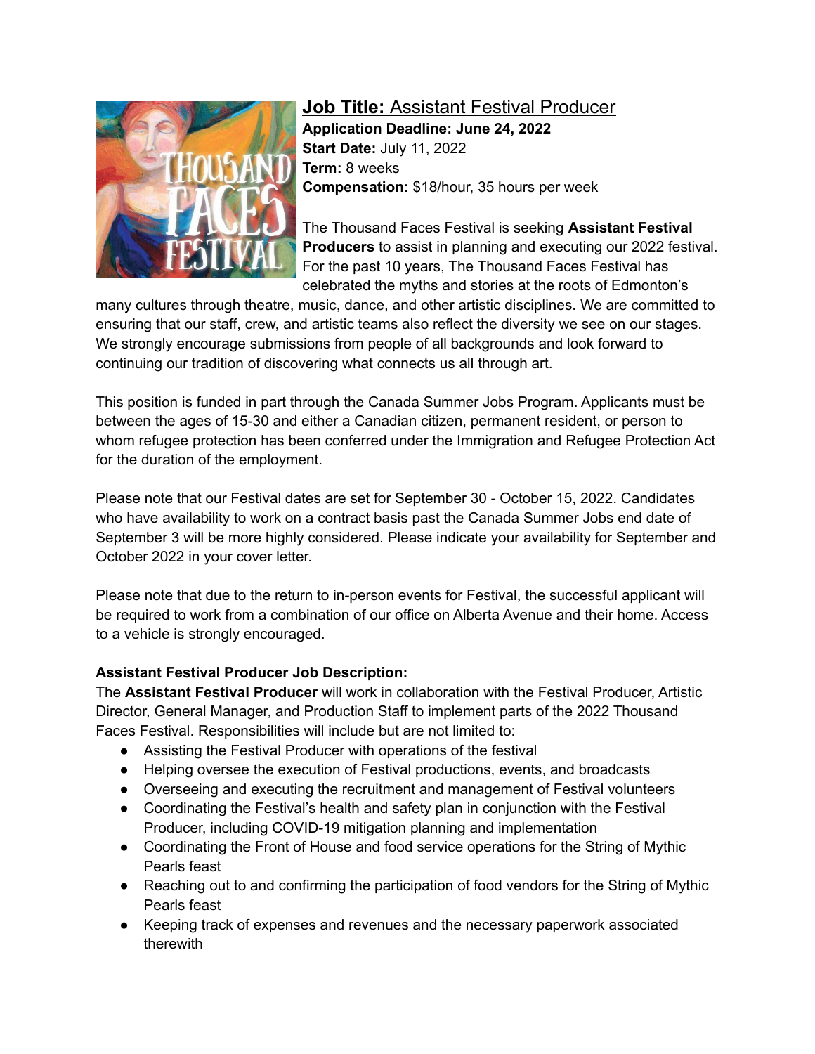**Job Title:** Assistant Festival Producer

**Application Deadline: June 24, 2022**
**Start Date:** July 11, 2022
**Term:** 8 weeks
**Compensation:** $18/hour, 35 hours per week

The Thousand Faces Festival is seeking **Assistant Festival Producers** to assist in planning and executing our 2022 festival. For the past 10 years, The Thousand Faces Festival has celebrated the myths and stories at the roots of Edmonton's many cultures through theatre, music, dance, and other artistic disciplines. We are committed to ensuring that our staff, crew, and artistic teams also reflect the diversity we see on our stages. We strongly encourage submissions from people of all backgrounds and look forward to continuing our tradition of discovering what connects us all through art.

This position is funded in part through the Canada Summer Jobs Program. Applicants must be between the ages of 15-30 and either a Canadian citizen, permanent resident, or person to whom refugee protection has been conferred under the Immigration and Refugee Protection Act for the duration of the employment.

Please note that our Festival dates are set for September 30 - October 15, 2022. Candidates who have availability to work on a contract basis past the Canada Summer Jobs end date of September 3 will be more highly considered. Please indicate your availability for September and October 2022 in your cover letter.

Please note that due to the return to in-person events for Festival, the successful applicant will be required to work from a combination of our office on Alberta Avenue and their home. Access to a vehicle is strongly encouraged.

**Assistant Festival Producer Job Description:**

The **Assistant Festival Producer** will work in collaboration with the Festival Producer, Artistic Director, General Manager, and Production Staff to implement parts of the 2022 Thousand Faces Festival. Responsibilities will include but are not limited to:

- Assisting the Festival Producer with operations of the festival
- Helping oversee the execution of Festival productions, events, and broadcasts
- Overseeing and executing the recruitment and management of Festival volunteers
- Coordinating the Festival's health and safety plan in conjunction with the Festival Producer, including COVID-19 mitigation planning and implementation
- Coordinating the Front of House and food service operations for the String of Mythic Pearls feast
- Reaching out to and confirming the participation of food vendors for the String of Mythic Pearls feast
- Keeping track of expenses and revenues and the necessary paperwork associated therewith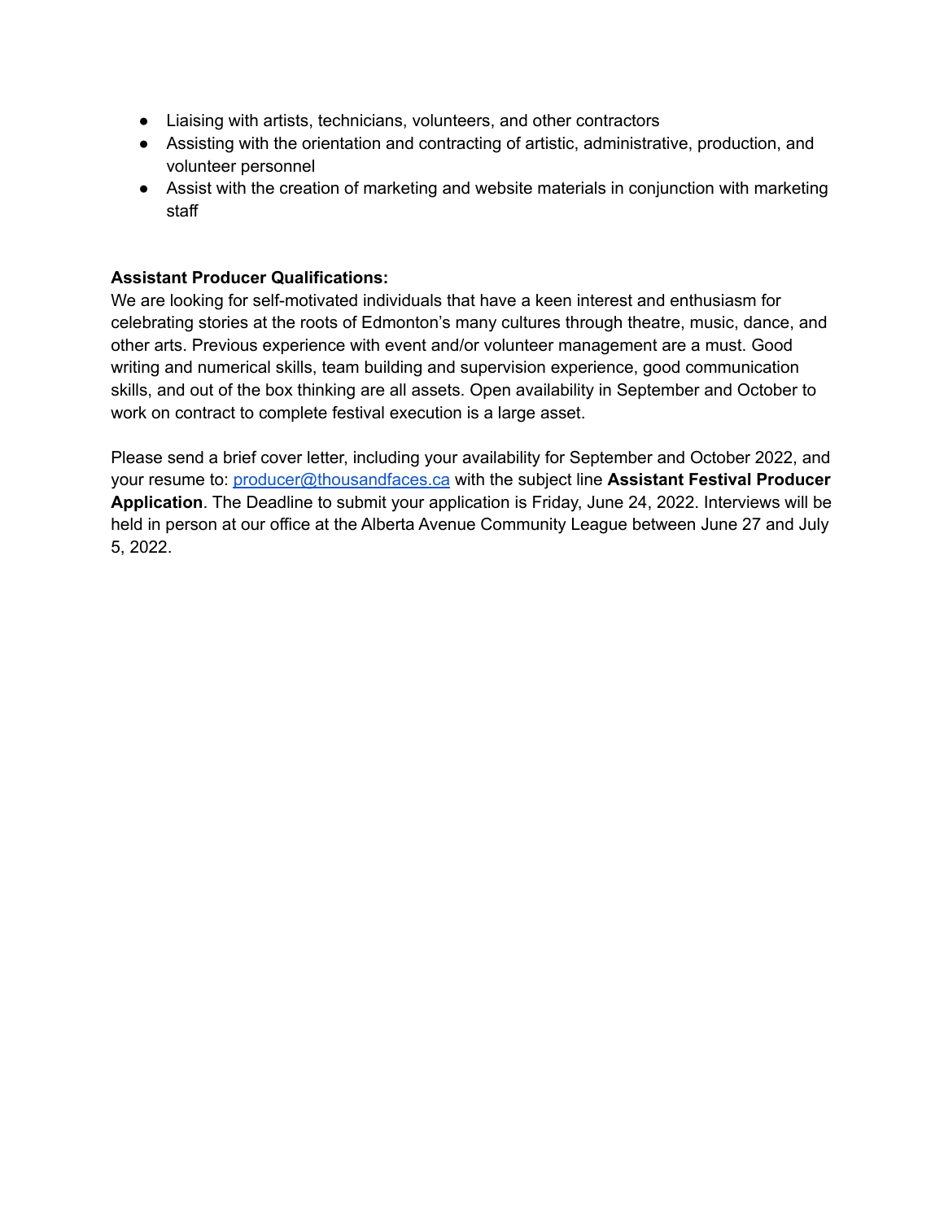- Liaising with artists, technicians, volunteers, and other contractors
- Assisting with the orientation and contracting of artistic, administrative, production, and volunteer personnel
- Assist with the creation of marketing and website materials in conjunction with marketing staff

**Assistant Producer Qualifications:**
We are looking for self-motivated individuals that have a keen interest and enthusiasm for celebrating stories at the roots of Edmonton's many cultures through theatre, music, dance, and other arts. Previous experience with event and/or volunteer management are a must. Good writing and numerical skills, team building and supervision experience, good communication skills, and out of the box thinking are all assets. Open availability in September and October to work on contract to complete festival execution is a large asset.

Please send a brief cover letter, including your availability for September and October 2022, and your resume to: producer@thousandfaces.ca with the subject line **Assistant Festival Producer Application**. The Deadline to submit your application is Friday, June 24, 2022. Interviews will be held in person at our office at the Alberta Avenue Community League between June 27 and July 5, 2022.